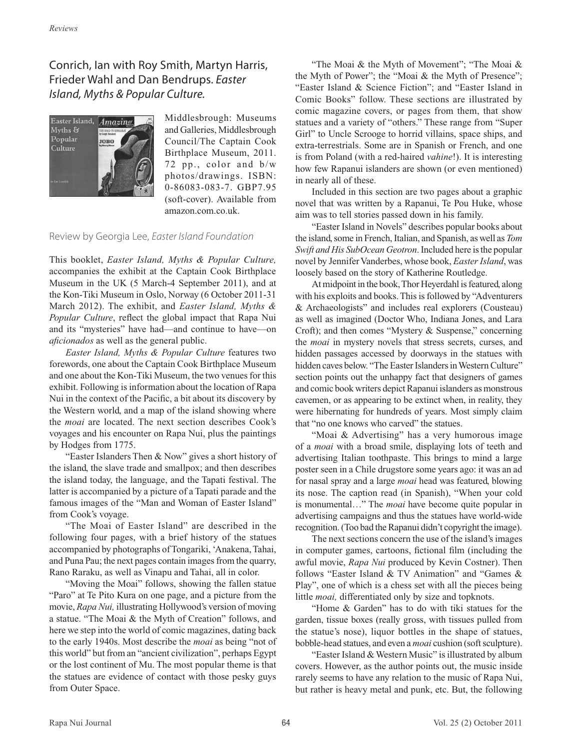## Conrich, Ian with Roy Smith, Martyn Harris, Frieder Wahl and Dan Bendrups. *Easter Island, Myths & Popular Culture*.

Middlesbrough: Museums and Galleries, Middlesbrough Council/The Captain Cook Birthplace Museum, 2011. 72 pp., color and b/w photos/drawings. ISBN: 0-86083-083-7. GBP7.95 (soft-cover). Available from amazon.com.co.uk.

Review by Georgia Lee, *Easter Island Foundation*

This booklet, *Easter Island, Myths & Popular Culture,* accompanies the exhibit at the Captain Cook Birthplace Museum in the UK (5 March-4 September 2011), and at the Kon-Tiki Museum in Oslo, Norway (6 October 2011-31 March 2012). The exhibit, and *Easter Island, Myths & Popular Culture*, reflect the global impact that Rapa Nui and its "mysteries" have had—and continue to have—on *aficionados* as well as the general public.

*Easter Island, Myths & Popular Culture* features two forewords, one about the Captain Cook Birthplace Museum and one about the Kon-Tiki Museum, the two venues for this exhibit. Following is information about the location of Rapa Nui in the context of the Pacific, a bit about its discovery by the Western world, and a map of the island showing where the *moai* are located. The next section describes Cook's voyages and his encounter on Rapa Nui, plus the paintings by Hodges from 1775.

"Easter Islanders Then & Now" gives a short history of the island, the slave trade and smallpox; and then describes the island today, the language, and the Tapati festival. The latter is accompanied by a picture of a Tapati parade and the famous images of the "Man and Woman of Easter Island" from Cook's voyage.

"The Moai of Easter Island" are described in the following four pages, with a brief history of the statues accompanied by photographs of Tongariki, 'Anakena, Tahai, and Puna Pau; the next pages contain images from the quarry, Rano Raraku, as well as Vinapu and Tahai, all in color.

"Moving the Moai" follows, showing the fallen statue "Paro" at Te Pito Kura on one page, and a picture from the movie, *Rapa Nui,* illustrating Hollywood's version of moving a statue. "The Moai & the Myth of Creation" follows, and here we step into the world of comic magazines, dating back to the early 1940s. Most describe the *moai* as being "not of this world" but from an "ancient civilization", perhaps Egypt or the lost continent of Mu. The most popular theme is that the statues are evidence of contact with those pesky guys from Outer Space.

"The Moai & the Myth of Movement"; "The Moai & the Myth of Power"; the "Moai & the Myth of Presence"; "Easter Island & Science Fiction"; and "Easter Island in Comic Books" follow. These sections are illustrated by comic magazine covers, or pages from them, that show statues and a variety of "others." These range from "Super Girl" to Uncle Scrooge to horrid villains, space ships, and extra-terrestrials. Some are in Spanish or French, and one is from Poland (with a red-haired *vahine*!). It is interesting how few Rapanui islanders are shown (or even mentioned) in nearly all of these.

Included in this section are two pages about a graphic novel that was written by a Rapanui, Te Pou Huke, whose aim was to tell stories passed down in his family.

"Easter Island in Novels" describes popular books about the island, some in French, Italian, and Spanish, as well as *Tom Swift and His SubOcean Geotron*. Included here is the popular novel by Jennifer Vanderbes, whose book, *Easter Island*, was loosely based on the story of Katherine Routledge.

At midpoint in the book, Thor Heyerdahl is featured, along with his exploits and books. This is followed by "Adventurers & Archaeologists" and includes real explorers (Cousteau) as well as imagined (Doctor Who, Indiana Jones, and Lara Croft); and then comes "Mystery & Suspense," concerning the *moai* in mystery novels that stress secrets, curses, and hidden passages accessed by doorways in the statues with hidden caves below. "The Easter Islanders in Western Culture" section points out the unhappy fact that designers of games and comic book writers depict Rapanui islanders as monstrous cavemen, or as appearing to be extinct when, in reality, they were hibernating for hundreds of years. Most simply claim that "no one knows who carved" the statues.

"Moai & Advertising" has a very humorous image of a *moai* with a broad smile, displaying lots of teeth and advertising Italian toothpaste. This brings to mind a large poster seen in a Chile drugstore some years ago: it was an ad for nasal spray and a large *moai* head was featured, blowing its nose. The caption read (in Spanish), "When your cold is monumental…" The *moai* have become quite popular in advertising campaigns and thus the statues have world-wide recognition. (Too bad the Rapanui didn't copyright the image).

The next sections concern the use of the island's images in computer games, cartoons, fictional film (including the awful movie, *Rapa Nui* produced by Kevin Costner). Then follows "Easter Island & TV Animation" and "Games & Play", one of which is a chess set with all the pieces being little *moai,* differentiated only by size and topknots.

"Home & Garden" has to do with tiki statues for the garden, tissue boxes (really gross, with tissues pulled from the statue's nose), liquor bottles in the shape of statues, bobble-head statues, and even a *moai* cushion (soft sculpture).

"Easter Island & Western Music" is illustrated by album covers. However, as the author points out, the music inside rarely seems to have any relation to the music of Rapa Nui, but rather is heavy metal and punk, etc. But, the following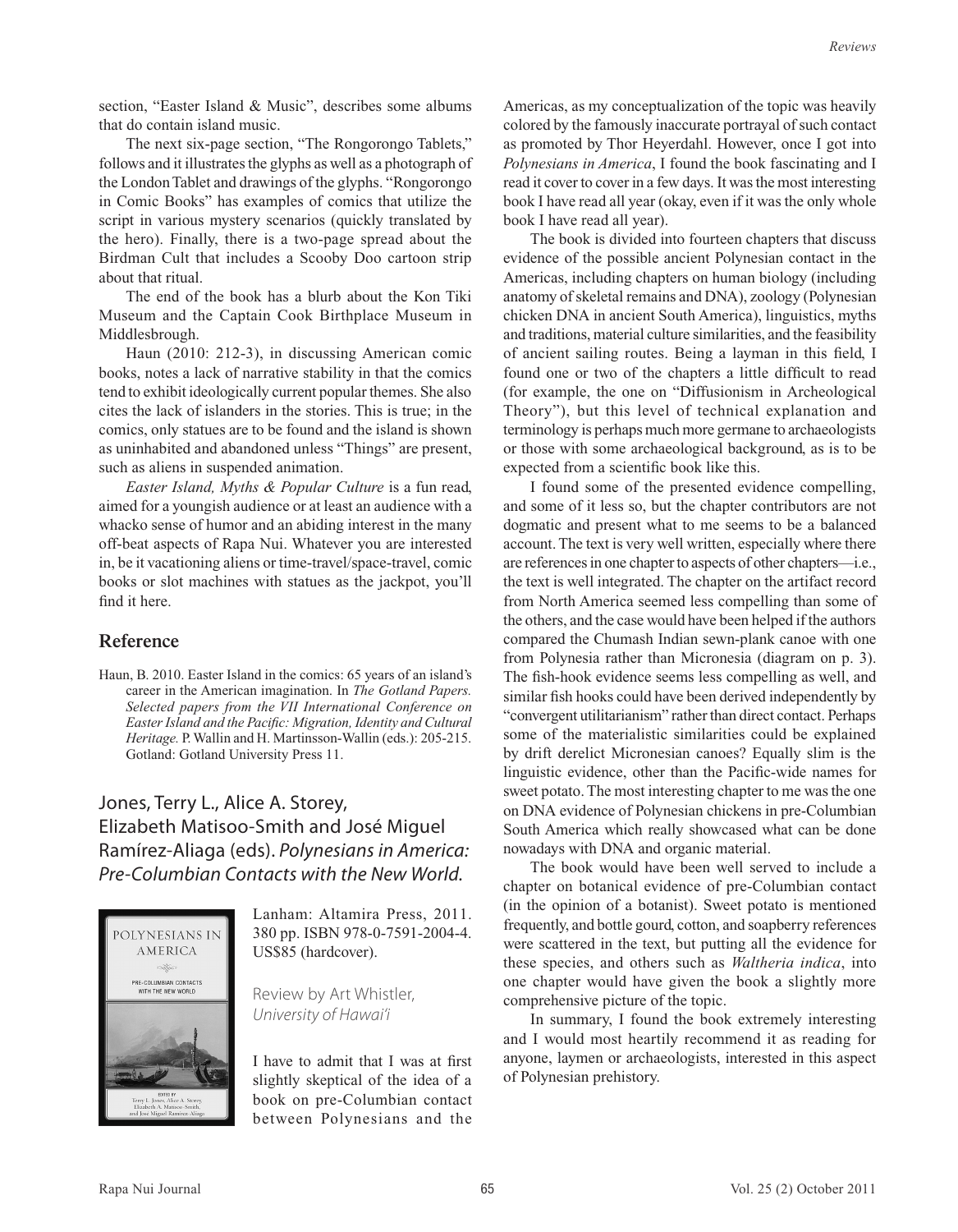section, "Easter Island & Music", describes some albums that do contain island music.

The next six-page section, "The Rongorongo Tablets," follows and it illustrates the glyphs as well as a photograph of the London Tablet and drawings of the glyphs. "Rongorongo in Comic Books" has examples of comics that utilize the script in various mystery scenarios (quickly translated by the hero). Finally, there is a two-page spread about the Birdman Cult that includes a Scooby Doo cartoon strip about that ritual.

The end of the book has a blurb about the Kon Tiki Museum and the Captain Cook Birthplace Museum in Middlesbrough.

Haun (2010: 212-3), in discussing American comic books, notes a lack of narrative stability in that the comics tend to exhibit ideologically current popular themes. She also cites the lack of islanders in the stories. This is true; in the comics, only statues are to be found and the island is shown as uninhabited and abandoned unless "Things" are present, such as aliens in suspended animation.

*Easter Island, Myths & Popular Culture* is a fun read, aimed for a youngish audience or at least an audience with a whacko sense of humor and an abiding interest in the many off-beat aspects of Rapa Nui. Whatever you are interested in, be it vacationing aliens or time-travel/space-travel, comic books or slot machines with statues as the jackpot, you'll find it here.

## Reference

Haun, B. 2010. Easter Island in the comics: 65 years of an island's career in the American imagination. In *The Gotland Papers. Selected papers from the VII International Conference on Easter Island and the Pacific: Migration, Identity and Cultural Heritage.* P. Wallin and H. Martinsson-Wallin (eds.): 205-215. Gotland: Gotland University Press 11.

## Jones, Terry L., Alice A. Storey, Elizabeth Matisoo-Smith and José Miguel Ramírez-Aliaga (eds). *Polynesians in America: Pre-Columbian Contacts with the New World.*

Lanham: Altamira Press, 2011. 380 pp. ISBN 978-0-7591-2004-4. US$85 (hardcover).

Review by Art Whistler, *University of Hawai'i*

I have to admit that I was at first slightly skeptical of the idea of a book on pre-Columbian contact between Polynesians and the Americas, as my conceptualization of the topic was heavily colored by the famously inaccurate portrayal of such contact as promoted by Thor Heyerdahl. However, once I got into *Polynesians in America*, I found the book fascinating and I read it cover to cover in a few days. It was the most interesting book I have read all year (okay, even if it was the only whole book I have read all year).

The book is divided into fourteen chapters that discuss evidence of the possible ancient Polynesian contact in the Americas, including chapters on human biology (including anatomy of skeletal remains and DNA), zoology (Polynesian chicken DNA in ancient South America), linguistics, myths and traditions, material culture similarities, and the feasibility of ancient sailing routes. Being a layman in this field, I found one or two of the chapters a little difficult to read (for example, the one on "Diffusionism in Archeological Theory"), but this level of technical explanation and terminology is perhaps much more germane to archaeologists or those with some archaeological background, as is to be expected from a scientific book like this.

I found some of the presented evidence compelling, and some of it less so, but the chapter contributors are not dogmatic and present what to me seems to be a balanced account. The text is very well written, especially where there are references in one chapter to aspects of other chapters—i.e., the text is well integrated. The chapter on the artifact record from North America seemed less compelling than some of the others, and the case would have been helped if the authors compared the Chumash Indian sewn-plank canoe with one from Polynesia rather than Micronesia (diagram on p. 3). The fish-hook evidence seems less compelling as well, and similar fish hooks could have been derived independently by "convergent utilitarianism" rather than direct contact. Perhaps some of the materialistic similarities could be explained by drift derelict Micronesian canoes? Equally slim is the linguistic evidence, other than the Pacific-wide names for sweet potato. The most interesting chapter to me was the one on DNA evidence of Polynesian chickens in pre-Columbian South America which really showcased what can be done nowadays with DNA and organic material.

The book would have been well served to include a chapter on botanical evidence of pre-Columbian contact (in the opinion of a botanist). Sweet potato is mentioned frequently, and bottle gourd, cotton, and soapberry references were scattered in the text, but putting all the evidence for these species, and others such as *Waltheria indica*, into one chapter would have given the book a slightly more comprehensive picture of the topic.

In summary, I found the book extremely interesting and I would most heartily recommend it as reading for anyone, laymen or archaeologists, interested in this aspect of Polynesian prehistory.